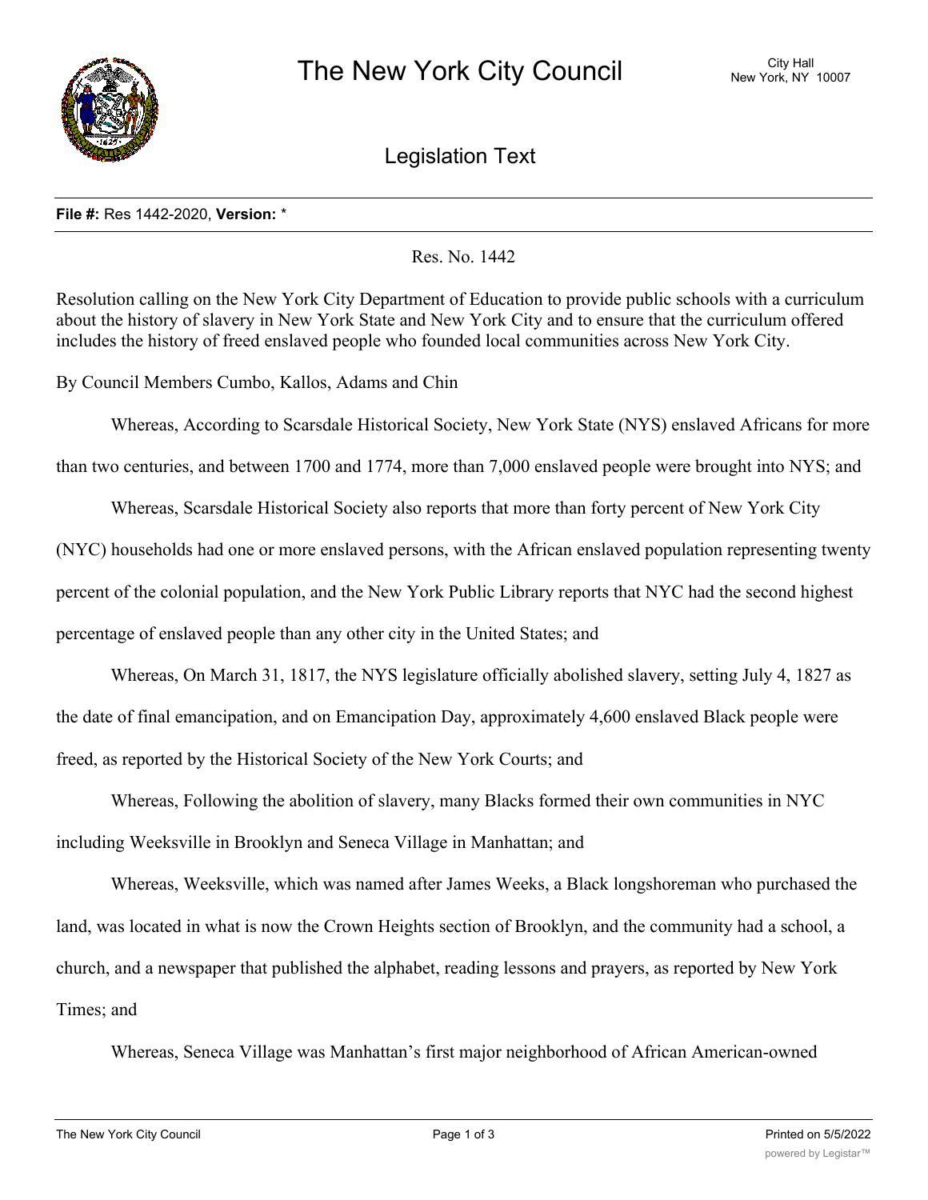# The New York City Council

City Hall
New York, NY 10007

## Legislation Text

**File #:** Res 1442-2020, **Version:** *

Res. No. 1442

Resolution calling on the New York City Department of Education to provide public schools with a curriculum about the history of slavery in New York State and New York City and to ensure that the curriculum offered includes the history of freed enslaved people who founded local communities across New York City.

By Council Members Cumbo, Kallos, Adams and Chin

Whereas, According to Scarsdale Historical Society, New York State (NYS) enslaved Africans for more than two centuries, and between 1700 and 1774, more than 7,000 enslaved people were brought into NYS; and

Whereas, Scarsdale Historical Society also reports that more than forty percent of New York City (NYC) households had one or more enslaved persons, with the African enslaved population representing twenty percent of the colonial population, and the New York Public Library reports that NYC had the second highest percentage of enslaved people than any other city in the United States; and

Whereas, On March 31, 1817, the NYS legislature officially abolished slavery, setting July 4, 1827 as the date of final emancipation, and on Emancipation Day, approximately 4,600 enslaved Black people were freed, as reported by the Historical Society of the New York Courts; and

Whereas, Following the abolition of slavery, many Blacks formed their own communities in NYC including Weeksville in Brooklyn and Seneca Village in Manhattan; and

Whereas, Weeksville, which was named after James Weeks, a Black longshoreman who purchased the land, was located in what is now the Crown Heights section of Brooklyn, and the community had a school, a church, and a newspaper that published the alphabet, reading lessons and prayers, as reported by New York Times; and

Whereas, Seneca Village was Manhattan's first major neighborhood of African American-owned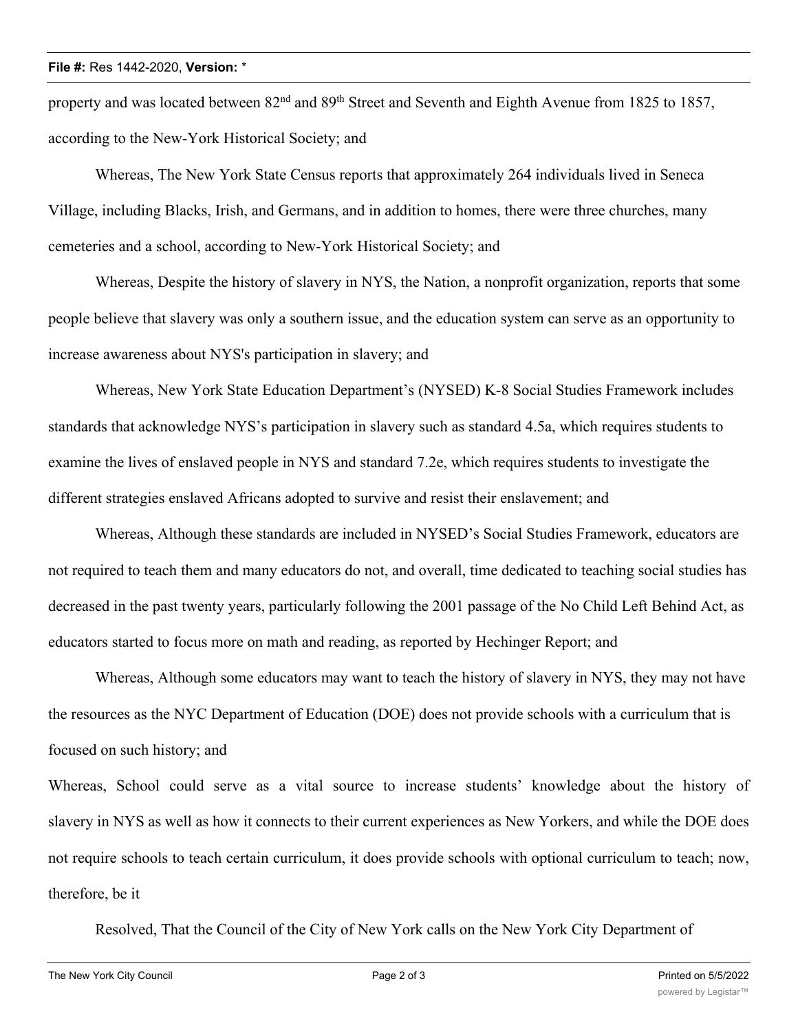property and was located between 82nd and 89th Street and Seventh and Eighth Avenue from 1825 to 1857, according to the New-York Historical Society; and

Whereas, The New York State Census reports that approximately 264 individuals lived in Seneca Village, including Blacks, Irish, and Germans, and in addition to homes, there were three churches, many cemeteries and a school, according to New-York Historical Society; and

Whereas, Despite the history of slavery in NYS, the Nation, a nonprofit organization, reports that some people believe that slavery was only a southern issue, and the education system can serve as an opportunity to increase awareness about NYS's participation in slavery; and

Whereas, New York State Education Department's (NYSED) K-8 Social Studies Framework includes standards that acknowledge NYS's participation in slavery such as standard 4.5a, which requires students to examine the lives of enslaved people in NYS and standard 7.2e, which requires students to investigate the different strategies enslaved Africans adopted to survive and resist their enslavement; and

Whereas, Although these standards are included in NYSED's Social Studies Framework, educators are not required to teach them and many educators do not, and overall, time dedicated to teaching social studies has decreased in the past twenty years, particularly following the 2001 passage of the No Child Left Behind Act, as educators started to focus more on math and reading, as reported by Hechinger Report; and

Whereas, Although some educators may want to teach the history of slavery in NYS, they may not have the resources as the NYC Department of Education (DOE) does not provide schools with a curriculum that is focused on such history; and

Whereas, School could serve as a vital source to increase students' knowledge about the history of slavery in NYS as well as how it connects to their current experiences as New Yorkers, and while the DOE does not require schools to teach certain curriculum, it does provide schools with optional curriculum to teach; now, therefore, be it

Resolved, That the Council of the City of New York calls on the New York City Department of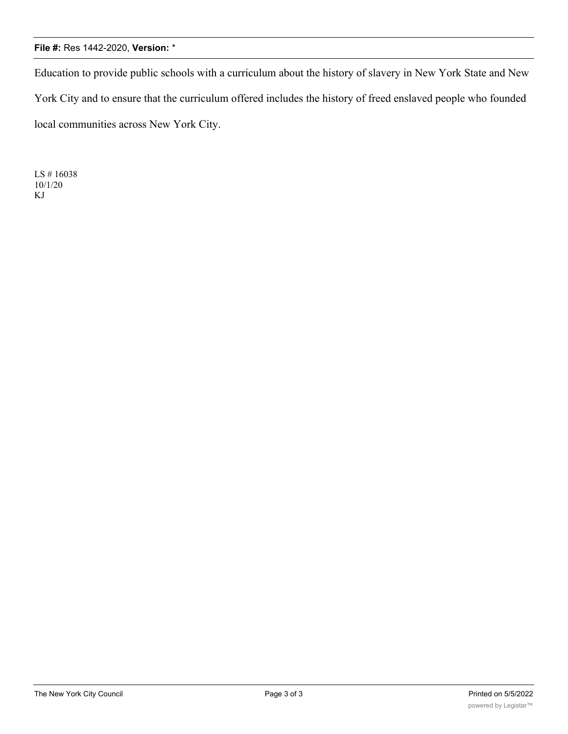Education to provide public schools with a curriculum about the history of slavery in New York State and New York City and to ensure that the curriculum offered includes the history of freed enslaved people who founded local communities across New York City.

LS # 16038
10/1/20
KJ